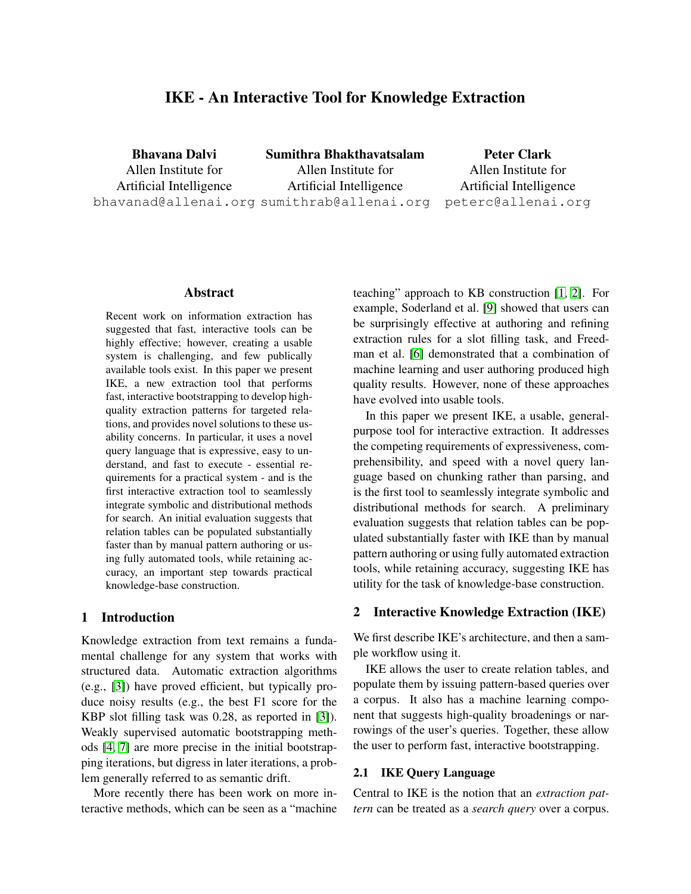# IKE - An Interactive Tool for Knowledge Extraction

**Bhavana Dalvi**
Allen Institute for Artificial Intelligence
bhavanad@allenai.org

**Sumithra Bhakthavatsalam**
Allen Institute for Artificial Intelligence
sumithrab@allenai.org

**Peter Clark**
Allen Institute for Artificial Intelligence
peterc@allenai.org

## Abstract

Recent work on information extraction has suggested that fast, interactive tools can be highly effective; however, creating a usable system is challenging, and few publically available tools exist. In this paper we present IKE, a new extraction tool that performs fast, interactive bootstrapping to develop high-quality extraction patterns for targeted relations, and provides novel solutions to these usability concerns. In particular, it uses a novel query language that is expressive, easy to understand, and fast to execute - essential requirements for a practical system - and is the first interactive extraction tool to seamlessly integrate symbolic and distributional methods for search. An initial evaluation suggests that relation tables can be populated substantially faster than by manual pattern authoring or using fully automated tools, while retaining accuracy, an important step towards practical knowledge-base construction.

## 1 Introduction

Knowledge extraction from text remains a fundamental challenge for any system that works with structured data. Automatic extraction algorithms (e.g., [3]) have proved efficient, but typically produce noisy results (e.g., the best F1 score for the KBP slot filling task was 0.28, as reported in [3]). Weakly supervised automatic bootstrapping methods [4, 7] are more precise in the initial bootstrapping iterations, but digress in later iterations, a problem generally referred to as semantic drift.

More recently there has been work on more interactive methods, which can be seen as a "machine teaching" approach to KB construction [1, 2]. For example, Soderland et al. [9] showed that users can be surprisingly effective at authoring and refining extraction rules for a slot filling task, and Freedman et al. [6] demonstrated that a combination of machine learning and user authoring produced high quality results. However, none of these approaches have evolved into usable tools.

In this paper we present IKE, a usable, general-purpose tool for interactive extraction. It addresses the competing requirements of expressiveness, comprehensibility, and speed with a novel query language based on chunking rather than parsing, and is the first tool to seamlessly integrate symbolic and distributional methods for search. A preliminary evaluation suggests that relation tables can be populated substantially faster with IKE than by manual pattern authoring or using fully automated extraction tools, while retaining accuracy, suggesting IKE has utility for the task of knowledge-base construction.

## 2 Interactive Knowledge Extraction (IKE)

We first describe IKE's architecture, and then a sample workflow using it.

IKE allows the user to create relation tables, and populate them by issuing pattern-based queries over a corpus. It also has a machine learning component that suggests high-quality broadenings or narrowings of the user's queries. Together, these allow the user to perform fast, interactive bootstrapping.

### 2.1 IKE Query Language

Central to IKE is the notion that an *extraction pattern* can be treated as a *search query* over a corpus.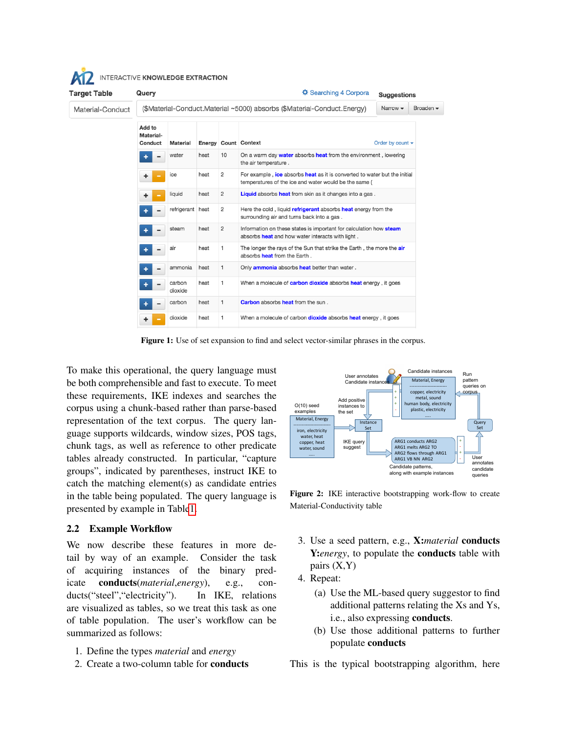**Figure 1:** Use of set expansion to find and select vector-similar phrases in the corpus.

**Figure 2:** IKE interactive bootstrapping work-flow to create Material-Conductivity table

To make this operational, the query language must be both comprehensible and fast to execute. To meet these requirements, IKE indexes and searches the corpus using a chunk-based rather than parse-based representation of the text corpus. The query language supports wildcards, window sizes, POS tags, chunk tags, as well as reference to other predicate tables already constructed. In particular, "capture groups", indicated by parentheses, instruct IKE to catch the matching element(s) as candidate entries in the table being populated. The query language is presented by example in Table 1.

## 2.2 Example Workflow

We now describe these features in more detail by way of an example. Consider the task of acquiring instances of the binary predicate **conducts**(*material*,*energy*), e.g., conducts("steel","electricity"). In IKE, relations are visualized as tables, so we treat this task as one of table population. The user's workflow can be summarized as follows:

1. Define the types *material* and *energy*
2. Create a two-column table for **conducts**
3. Use a seed pattern, e.g., **X:***material* **conducts Y:***energy*, to populate the **conducts** table with pairs (X,Y)
4. Repeat:
   (a) Use the ML-based query suggestor to find additional patterns relating the Xs and Ys, i.e., also expressing **conducts**.
   (b) Use those additional patterns to further populate **conducts**

This is the typical bootstrapping algorithm, here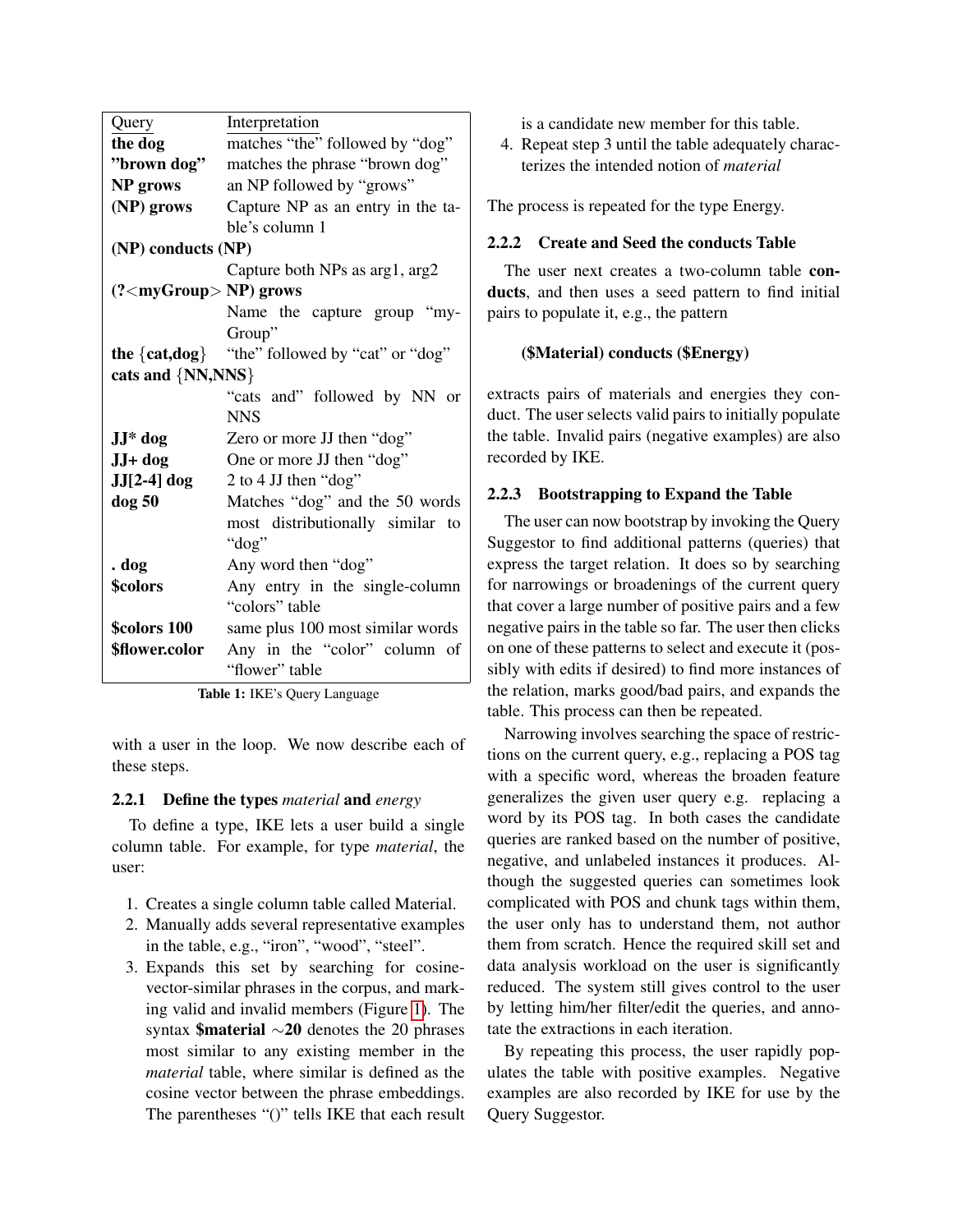| Query | Interpretation |
| --- | --- |
| **the dog** | matches "the" followed by "dog" |
| **"brown dog"** | matches the phrase "brown dog" |
| **NP grows** | an NP followed by "grows" |
| **(NP) grows** | Capture NP as an entry in the table's column 1 |
| **(NP) conducts (NP)** | Capture both NPs as arg1, arg2 |
| **(?<myGroup> NP) grows** | Name the capture group "myGroup" |
| **the {cat,dog}** | "the" followed by "cat" or "dog" |
| **cats and {NN,NNS}** | "cats and" followed by NN or NNS |
| **JJ* dog** | Zero or more JJ then "dog" |
| **JJ+ dog** | One or more JJ then "dog" |
| **JJ[2-4] dog** | 2 to 4 JJ then "dog" |
| **dog 50** | Matches "dog" and the 50 words most distributionally similar to "dog" |
| **. dog** | Any word then "dog" |
| **$colors** | Any entry in the single-column "colors" table |
| **$colors 100** | same plus 100 most similar words |
| **$flower.color** | Any in the "color" column of "flower" table |

**Table 1:** IKE's Query Language

with a user in the loop. We now describe each of these steps.

### 2.2.1 Define the types *material* and *energy*

To define a type, IKE lets a user build a single column table. For example, for type *material*, the user:

1. Creates a single column table called Material.
2. Manually adds several representative examples in the table, e.g., "iron", "wood", "steel".
3. Expands this set by searching for cosine-vector-similar phrases in the corpus, and marking valid and invalid members (Figure 1). The syntax **$material ∼20** denotes the 20 phrases most similar to any existing member in the *material* table, where similar is defined as the cosine vector between the phrase embeddings. The parentheses "()" tells IKE that each result is a candidate new member for this table.
4. Repeat step 3 until the table adequately characterizes the intended notion of *material*

The process is repeated for the type Energy.

### 2.2.2 Create and Seed the conducts Table

The user next creates a two-column table **conducts**, and then uses a seed pattern to find initial pairs to populate it, e.g., the pattern

**($Material) conducts ($Energy)**

extracts pairs of materials and energies they conduct. The user selects valid pairs to initially populate the table. Invalid pairs (negative examples) are also recorded by IKE.

### 2.2.3 Bootstrapping to Expand the Table

The user can now bootstrap by invoking the Query Suggestor to find additional patterns (queries) that express the target relation. It does so by searching for narrowings or broadenings of the current query that cover a large number of positive pairs and a few negative pairs in the table so far. The user then clicks on one of these patterns to select and execute it (possibly with edits if desired) to find more instances of the relation, marks good/bad pairs, and expands the table. This process can then be repeated.

Narrowing involves searching the space of restrictions on the current query, e.g., replacing a POS tag with a specific word, whereas the broaden feature generalizes the given user query e.g. replacing a word by its POS tag. In both cases the candidate queries are ranked based on the number of positive, negative, and unlabeled instances it produces. Although the suggested queries can sometimes look complicated with POS and chunk tags within them, the user only has to understand them, not author them from scratch. Hence the required skill set and data analysis workload on the user is significantly reduced. The system still gives control to the user by letting him/her filter/edit the queries, and annotate the extractions in each iteration.

By repeating this process, the user rapidly populates the table with positive examples. Negative examples are also recorded by IKE for use by the Query Suggestor.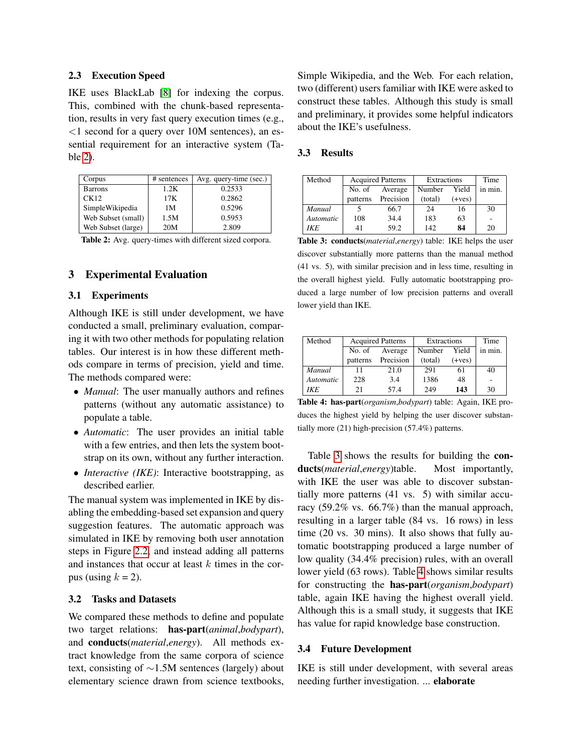### 2.3 Execution Speed

IKE uses BlackLab [8] for indexing the corpus. This, combined with the chunk-based representation, results in very fast query execution times (e.g., <1 second for a query over 10M sentences), an essential requirement for an interactive system (Table 2).

| Corpus | # sentences | Avg. query-time (sec.) |
|---|---|---|
| Barrons | 1.2K | 0.2533 |
| CK12 | 17K | 0.2862 |
| SimpleWikipedia | 1M | 0.5296 |
| Web Subset (small) | 1.5M | 0.5953 |
| Web Subset (large) | 20M | 2.809 |

**Table 2:** Avg. query-times with different sized corpora.

## 3 Experimental Evaluation

### 3.1 Experiments

Although IKE is still under development, we have conducted a small, preliminary evaluation, comparing it with two other methods for populating relation tables. Our interest is in how these different methods compare in terms of precision, yield and time. The methods compared were:

- *Manual*: The user manually authors and refines patterns (without any automatic assistance) to populate a table.
- *Automatic*: The user provides an initial table with a few entries, and then lets the system bootstrap on its own, without any further interaction.
- *Interactive (IKE)*: Interactive bootstrapping, as described earlier.

The manual system was implemented in IKE by disabling the embedding-based set expansion and query suggestion features. The automatic approach was simulated in IKE by removing both user annotation steps in Figure 2.2, and instead adding all patterns and instances that occur at least $k$ times in the corpus (using $k = 2$).

### 3.2 Tasks and Datasets

We compared these methods to define and populate two target relations: **has-part**(*animal*,*bodypart*), and **conducts**(*material*,*energy*). All methods extract knowledge from the same corpora of science text, consisting of ~1.5M sentences (largely) about elementary science drawn from science textbooks, Simple Wikipedia, and the Web. For each relation, two (different) users familiar with IKE were asked to construct these tables. Although this study is small and preliminary, it provides some helpful indicators about the IKE's usefulness.

### 3.3 Results

| Method | Acquired Patterns | | Extractions | | Time |
|---|---|---|---|---|---|
| | No. of patterns | Average Precision | Number (total) | Yield (+ves) | in min. |
| *Manual* | 5 | 66.7 | 24 | 16 | 30 |
| *Automatic* | 108 | 34.4 | 183 | 63 | - |
| *IKE* | 41 | 59.2 | 142 | **84** | 20 |

**Table 3:** **conducts**(*material*,*energy*) table: IKE helps the user discover substantially more patterns than the manual method (41 vs. 5), with similar precision and in less time, resulting in the overall highest yield. Fully automatic bootstrapping produced a large number of low precision patterns and overall lower yield than IKE.

| Method | Acquired Patterns | | Extractions | | Time |
|---|---|---|---|---|---|
| | No. of patterns | Average Precision | Number (total) | Yield (+ves) | in min. |
| *Manual* | 11 | 21.0 | 291 | 61 | 40 |
| *Automatic* | 228 | 3.4 | 1386 | 48 | - |
| *IKE* | 21 | 57.4 | 249 | **143** | 30 |

**Table 4:** **has-part**(*organism*,*bodypart*) table: Again, IKE produces the highest yield by helping the user discover substantially more (21) high-precision (57.4%) patterns.

Table 3 shows the results for building the **conducts**(*material*,*energy*)table. Most importantly, with IKE the user was able to discover substantially more patterns (41 vs. 5) with similar accuracy (59.2% vs. 66.7%) than the manual approach, resulting in a larger table (84 vs. 16 rows) in less time (20 vs. 30 mins). It also shows that fully automatic bootstrapping produced a large number of low quality (34.4% precision) rules, with an overall lower yield (63 rows). Table 4 shows similar results for constructing the **has-part**(*organism*,*bodypart*) table, again IKE having the highest overall yield. Although this is a small study, it suggests that IKE has value for rapid knowledge base construction.

### 3.4 Future Development

IKE is still under development, with several areas needing further investigation. ... **elaborate**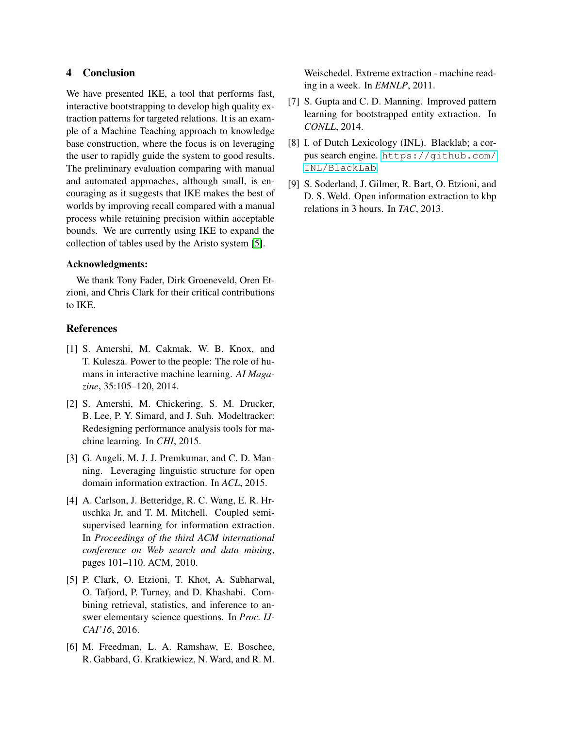## 4 Conclusion

We have presented IKE, a tool that performs fast, interactive bootstrapping to develop high quality extraction patterns for targeted relations. It is an example of a Machine Teaching approach to knowledge base construction, where the focus is on leveraging the user to rapidly guide the system to good results. The preliminary evaluation comparing with manual and automated approaches, although small, is encouraging as it suggests that IKE makes the best of worlds by improving recall compared with a manual process while retaining precision within acceptable bounds. We are currently using IKE to expand the collection of tables used by the Aristo system [5].

**Acknowledgments:**

We thank Tony Fader, Dirk Groeneveld, Oren Etzioni, and Chris Clark for their critical contributions to IKE.

## References

[1] S. Amershi, M. Cakmak, W. B. Knox, and T. Kulesza. Power to the people: The role of humans in interactive machine learning. *AI Magazine*, 35:105–120, 2014.

[2] S. Amershi, M. Chickering, S. M. Drucker, B. Lee, P. Y. Simard, and J. Suh. Modeltracker: Redesigning performance analysis tools for machine learning. In *CHI*, 2015.

[3] G. Angeli, M. J. J. Premkumar, and C. D. Manning. Leveraging linguistic structure for open domain information extraction. In *ACL*, 2015.

[4] A. Carlson, J. Betteridge, R. C. Wang, E. R. Hruschka Jr, and T. M. Mitchell. Coupled semi-supervised learning for information extraction. In *Proceedings of the third ACM international conference on Web search and data mining*, pages 101–110. ACM, 2010.

[5] P. Clark, O. Etzioni, T. Khot, A. Sabharwal, O. Tafjord, P. Turney, and D. Khashabi. Combining retrieval, statistics, and inference to answer elementary science questions. In *Proc. IJCAI'16*, 2016.

[6] M. Freedman, L. A. Ramshaw, E. Boschee, R. Gabbard, G. Kratkiewicz, N. Ward, and R. M. Weischedel. Extreme extraction - machine reading in a week. In *EMNLP*, 2011.

[7] S. Gupta and C. D. Manning. Improved pattern learning for bootstrapped entity extraction. In *CONLL*, 2014.

[8] I. of Dutch Lexicology (INL). Blacklab; a corpus search engine. `https://github.com/INL/BlackLab`.

[9] S. Soderland, J. Gilmer, R. Bart, O. Etzioni, and D. S. Weld. Open information extraction to kbp relations in 3 hours. In *TAC*, 2013.